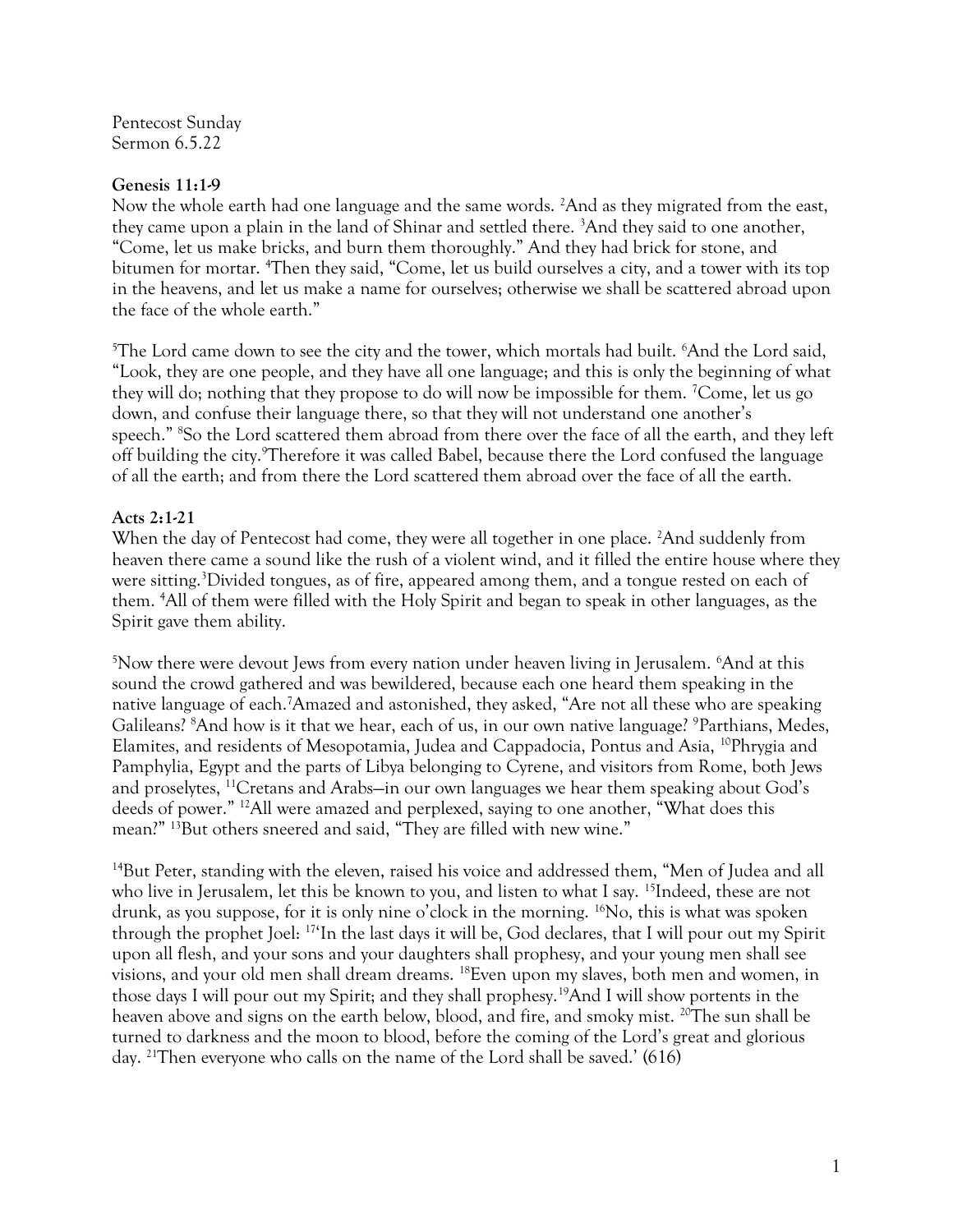Pentecost Sunday
Sermon 6.5.22

**Genesis 11:1-9**
Now the whole earth had one language and the same words. [2]And as they migrated from the east, they came upon a plain in the land of Shinar and settled there. [3]And they said to one another, "Come, let us make bricks, and burn them thoroughly." And they had brick for stone, and bitumen for mortar. [4]Then they said, "Come, let us build ourselves a city, and a tower with its top in the heavens, and let us make a name for ourselves; otherwise we shall be scattered abroad upon the face of the whole earth."

[5]The Lord came down to see the city and the tower, which mortals had built. [6]And the Lord said, "Look, they are one people, and they have all one language; and this is only the beginning of what they will do; nothing that they propose to do will now be impossible for them. [7]Come, let us go down, and confuse their language there, so that they will not understand one another's speech." [8]So the Lord scattered them abroad from there over the face of all the earth, and they left off building the city.[9]Therefore it was called Babel, because there the Lord confused the language of all the earth; and from there the Lord scattered them abroad over the face of all the earth.

**Acts 2:1-21**
When the day of Pentecost had come, they were all together in one place. [2]And suddenly from heaven there came a sound like the rush of a violent wind, and it filled the entire house where they were sitting.[3]Divided tongues, as of fire, appeared among them, and a tongue rested on each of them. [4]All of them were filled with the Holy Spirit and began to speak in other languages, as the Spirit gave them ability.

[5]Now there were devout Jews from every nation under heaven living in Jerusalem. [6]And at this sound the crowd gathered and was bewildered, because each one heard them speaking in the native language of each.[7]Amazed and astonished, they asked, "Are not all these who are speaking Galileans? [8]And how is it that we hear, each of us, in our own native language? [9]Parthians, Medes, Elamites, and residents of Mesopotamia, Judea and Cappadocia, Pontus and Asia, [10]Phrygia and Pamphylia, Egypt and the parts of Libya belonging to Cyrene, and visitors from Rome, both Jews and proselytes, [11]Cretans and Arabs—in our own languages we hear them speaking about God's deeds of power." [12]All were amazed and perplexed, saying to one another, "What does this mean?" [13]But others sneered and said, "They are filled with new wine."

[14]But Peter, standing with the eleven, raised his voice and addressed them, "Men of Judea and all who live in Jerusalem, let this be known to you, and listen to what I say. [15]Indeed, these are not drunk, as you suppose, for it is only nine o'clock in the morning. [16]No, this is what was spoken through the prophet Joel: [17]'In the last days it will be, God declares, that I will pour out my Spirit upon all flesh, and your sons and your daughters shall prophesy, and your young men shall see visions, and your old men shall dream dreams. [18]Even upon my slaves, both men and women, in those days I will pour out my Spirit; and they shall prophesy.[19]And I will show portents in the heaven above and signs on the earth below, blood, and fire, and smoky mist. [20]The sun shall be turned to darkness and the moon to blood, before the coming of the Lord's great and glorious day. [21]Then everyone who calls on the name of the Lord shall be saved.' (616)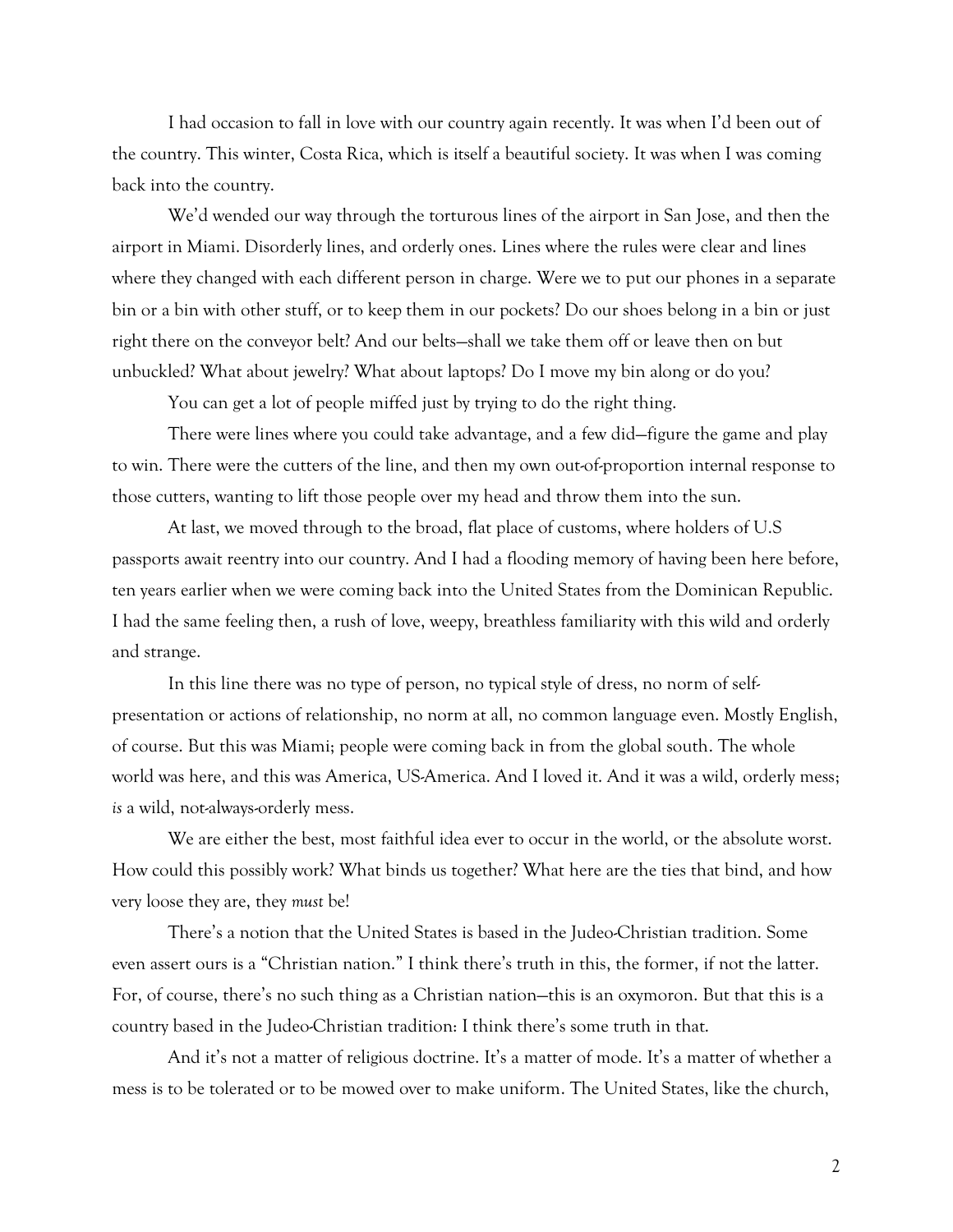I had occasion to fall in love with our country again recently. It was when I'd been out of the country. This winter, Costa Rica, which is itself a beautiful society. It was when I was coming back into the country.

We'd wended our way through the torturous lines of the airport in San Jose, and then the airport in Miami. Disorderly lines, and orderly ones. Lines where the rules were clear and lines where they changed with each different person in charge. Were we to put our phones in a separate bin or a bin with other stuff, or to keep them in our pockets? Do our shoes belong in a bin or just right there on the conveyor belt? And our belts—shall we take them off or leave then on but unbuckled? What about jewelry? What about laptops? Do I move my bin along or do you?

You can get a lot of people miffed just by trying to do the right thing.

There were lines where you could take advantage, and a few did—figure the game and play to win. There were the cutters of the line, and then my own out-of-proportion internal response to those cutters, wanting to lift those people over my head and throw them into the sun.

At last, we moved through to the broad, flat place of customs, where holders of U.S passports await reentry into our country. And I had a flooding memory of having been here before, ten years earlier when we were coming back into the United States from the Dominican Republic. I had the same feeling then, a rush of love, weepy, breathless familiarity with this wild and orderly and strange.

In this line there was no type of person, no typical style of dress, no norm of self-presentation or actions of relationship, no norm at all, no common language even. Mostly English, of course. But this was Miami; people were coming back in from the global south. The whole world was here, and this was America, US-America. And I loved it. And it was a wild, orderly mess; *is* a wild, not-always-orderly mess.

We are either the best, most faithful idea ever to occur in the world, or the absolute worst. How could this possibly work? What binds us together? What here are the ties that bind, and how very loose they are, they *must* be!

There's a notion that the United States is based in the Judeo-Christian tradition. Some even assert ours is a "Christian nation." I think there's truth in this, the former, if not the latter. For, of course, there's no such thing as a Christian nation—this is an oxymoron. But that this is a country based in the Judeo-Christian tradition: I think there's some truth in that.

And it's not a matter of religious doctrine. It's a matter of mode. It's a matter of whether a mess is to be tolerated or to be mowed over to make uniform. The United States, like the church,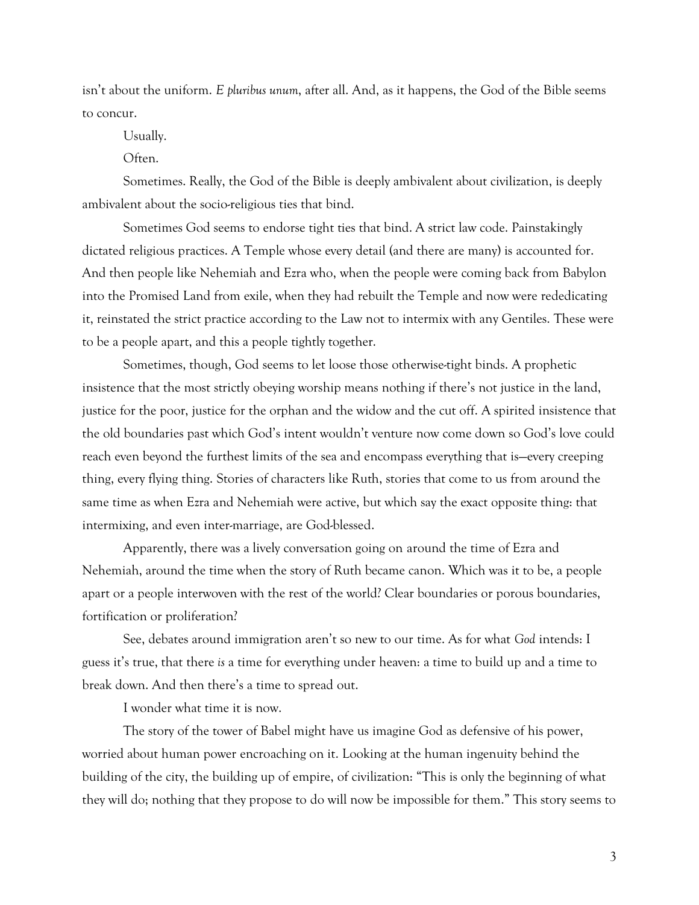isn't about the uniform. *E pluribus unum*, after all. And, as it happens, the God of the Bible seems to concur.

Usually.

Often.

Sometimes. Really, the God of the Bible is deeply ambivalent about civilization, is deeply ambivalent about the socio-religious ties that bind.

Sometimes God seems to endorse tight ties that bind. A strict law code. Painstakingly dictated religious practices. A Temple whose every detail (and there are many) is accounted for. And then people like Nehemiah and Ezra who, when the people were coming back from Babylon into the Promised Land from exile, when they had rebuilt the Temple and now were rededicating it, reinstated the strict practice according to the Law not to intermix with any Gentiles. These were to be a people apart, and this a people tightly together.

Sometimes, though, God seems to let loose those otherwise-tight binds. A prophetic insistence that the most strictly obeying worship means nothing if there's not justice in the land, justice for the poor, justice for the orphan and the widow and the cut off. A spirited insistence that the old boundaries past which God's intent wouldn't venture now come down so God's love could reach even beyond the furthest limits of the sea and encompass everything that is—every creeping thing, every flying thing. Stories of characters like Ruth, stories that come to us from around the same time as when Ezra and Nehemiah were active, but which say the exact opposite thing: that intermixing, and even inter-marriage, are God-blessed.

Apparently, there was a lively conversation going on around the time of Ezra and Nehemiah, around the time when the story of Ruth became canon. Which was it to be, a people apart or a people interwoven with the rest of the world? Clear boundaries or porous boundaries, fortification or proliferation?

See, debates around immigration aren't so new to our time. As for what *God* intends: I guess it's true, that there *is* a time for everything under heaven: a time to build up and a time to break down. And then there's a time to spread out.

I wonder what time it is now.

The story of the tower of Babel might have us imagine God as defensive of his power, worried about human power encroaching on it. Looking at the human ingenuity behind the building of the city, the building up of empire, of civilization: "This is only the beginning of what they will do; nothing that they propose to do will now be impossible for them." This story seems to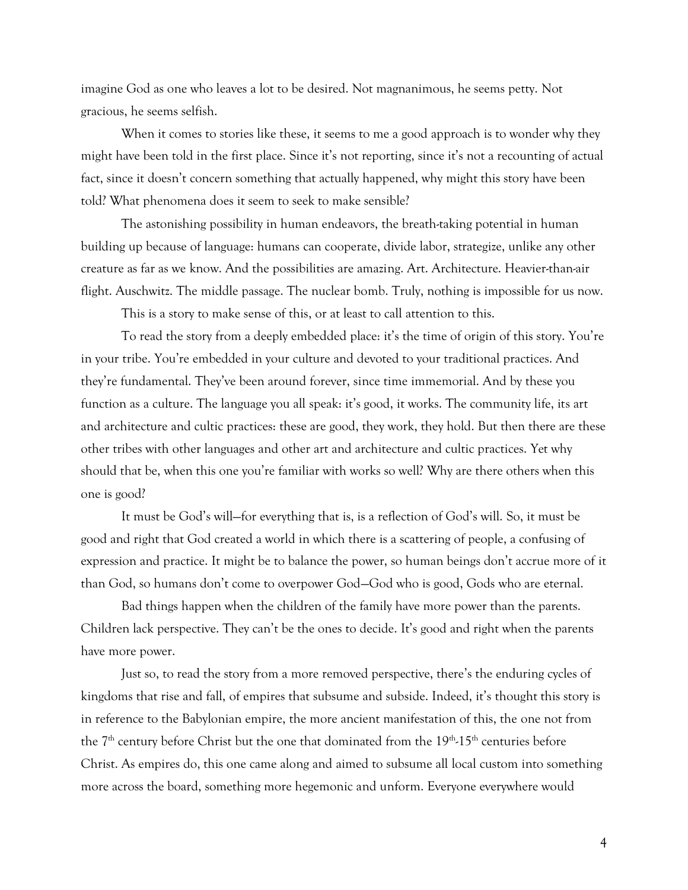imagine God as one who leaves a lot to be desired. Not magnanimous, he seems petty. Not gracious, he seems selfish.

When it comes to stories like these, it seems to me a good approach is to wonder why they might have been told in the first place. Since it's not reporting, since it's not a recounting of actual fact, since it doesn't concern something that actually happened, why might this story have been told? What phenomena does it seem to seek to make sensible?

The astonishing possibility in human endeavors, the breath-taking potential in human building up because of language: humans can cooperate, divide labor, strategize, unlike any other creature as far as we know. And the possibilities are amazing. Art. Architecture. Heavier-than-air flight. Auschwitz. The middle passage. The nuclear bomb. Truly, nothing is impossible for us now.

This is a story to make sense of this, or at least to call attention to this.

To read the story from a deeply embedded place: it's the time of origin of this story. You're in your tribe. You're embedded in your culture and devoted to your traditional practices. And they're fundamental. They've been around forever, since time immemorial. And by these you function as a culture. The language you all speak: it's good, it works. The community life, its art and architecture and cultic practices: these are good, they work, they hold. But then there are these other tribes with other languages and other art and architecture and cultic practices. Yet why should that be, when this one you're familiar with works so well? Why are there others when this one is good?

It must be God's will—for everything that is, is a reflection of God's will. So, it must be good and right that God created a world in which there is a scattering of people, a confusing of expression and practice. It might be to balance the power, so human beings don't accrue more of it than God, so humans don't come to overpower God—God who is good, Gods who are eternal.

Bad things happen when the children of the family have more power than the parents. Children lack perspective. They can't be the ones to decide. It's good and right when the parents have more power.

Just so, to read the story from a more removed perspective, there's the enduring cycles of kingdoms that rise and fall, of empires that subsume and subside. Indeed, it's thought this story is in reference to the Babylonian empire, the more ancient manifestation of this, the one not from the 7th century before Christ but the one that dominated from the 19th-15th centuries before Christ. As empires do, this one came along and aimed to subsume all local custom into something more across the board, something more hegemonic and unform. Everyone everywhere would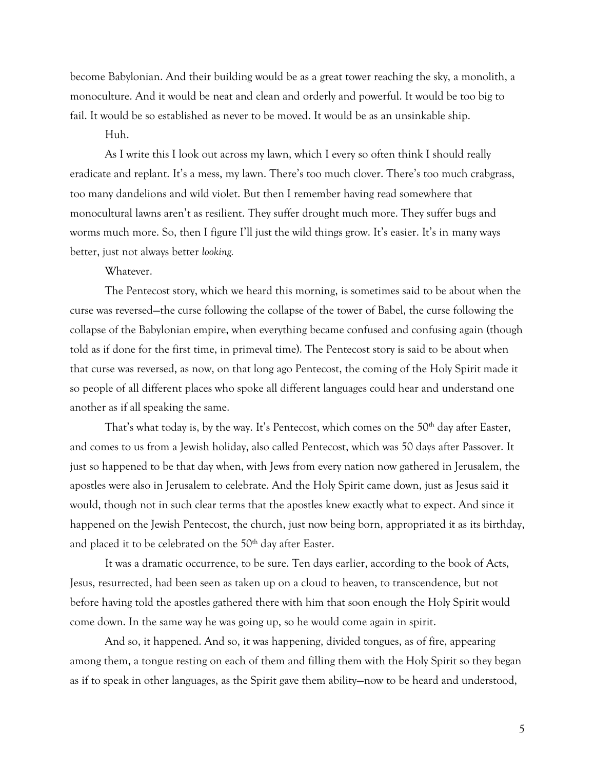become Babylonian. And their building would be as a great tower reaching the sky, a monolith, a monoculture. And it would be neat and clean and orderly and powerful. It would be too big to fail. It would be so established as never to be moved. It would be as an unsinkable ship.

Huh.

As I write this I look out across my lawn, which I every so often think I should really eradicate and replant. It's a mess, my lawn. There's too much clover. There's too much crabgrass, too many dandelions and wild violet. But then I remember having read somewhere that monocultural lawns aren't as resilient. They suffer drought much more. They suffer bugs and worms much more. So, then I figure I'll just the wild things grow. It's easier. It's in many ways better, just not always better *looking.*

Whatever.

The Pentecost story, which we heard this morning, is sometimes said to be about when the curse was reversed—the curse following the collapse of the tower of Babel, the curse following the collapse of the Babylonian empire, when everything became confused and confusing again (though told as if done for the first time, in primeval time). The Pentecost story is said to be about when that curse was reversed, as now, on that long ago Pentecost, the coming of the Holy Spirit made it so people of all different places who spoke all different languages could hear and understand one another as if all speaking the same.

That's what today is, by the way. It's Pentecost, which comes on the 50th day after Easter, and comes to us from a Jewish holiday, also called Pentecost, which was 50 days after Passover. It just so happened to be that day when, with Jews from every nation now gathered in Jerusalem, the apostles were also in Jerusalem to celebrate. And the Holy Spirit came down, just as Jesus said it would, though not in such clear terms that the apostles knew exactly what to expect. And since it happened on the Jewish Pentecost, the church, just now being born, appropriated it as its birthday, and placed it to be celebrated on the 50th day after Easter.

It was a dramatic occurrence, to be sure. Ten days earlier, according to the book of Acts, Jesus, resurrected, had been seen as taken up on a cloud to heaven, to transcendence, but not before having told the apostles gathered there with him that soon enough the Holy Spirit would come down. In the same way he was going up, so he would come again in spirit.

And so, it happened. And so, it was happening, divided tongues, as of fire, appearing among them, a tongue resting on each of them and filling them with the Holy Spirit so they began as if to speak in other languages, as the Spirit gave them ability—now to be heard and understood,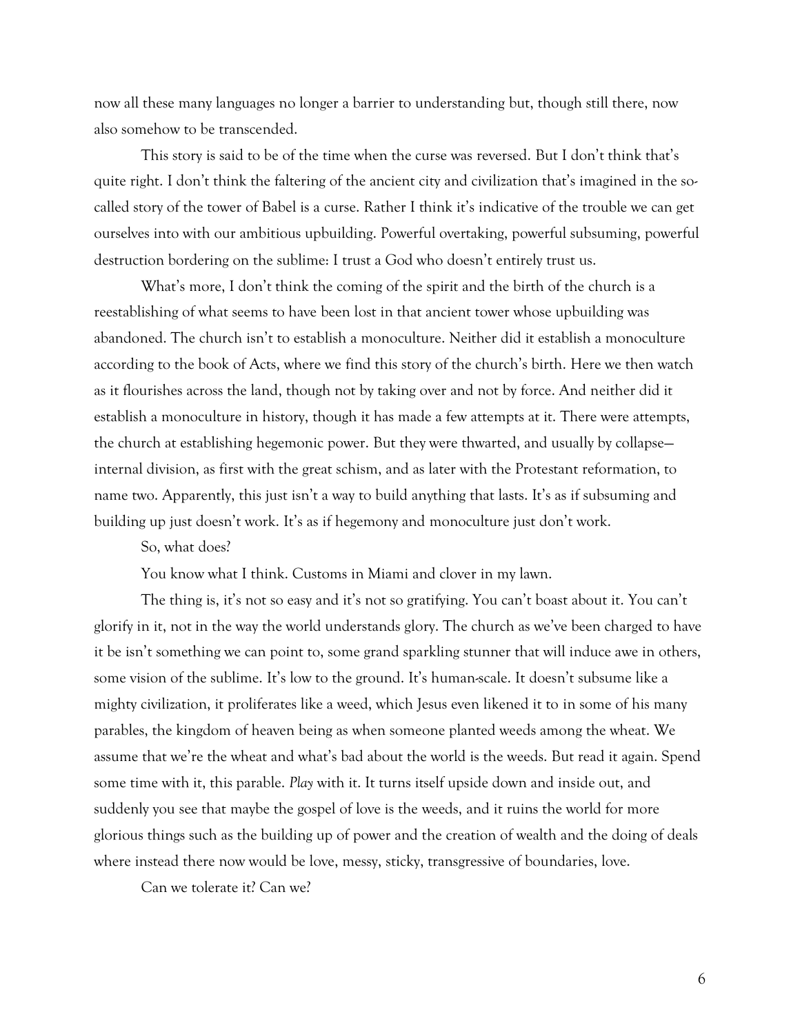now all these many languages no longer a barrier to understanding but, though still there, now also somehow to be transcended.

This story is said to be of the time when the curse was reversed. But I don't think that's quite right. I don't think the faltering of the ancient city and civilization that's imagined in the so-called story of the tower of Babel is a curse. Rather I think it's indicative of the trouble we can get ourselves into with our ambitious upbuilding. Powerful overtaking, powerful subsuming, powerful destruction bordering on the sublime: I trust a God who doesn't entirely trust us.

What's more, I don't think the coming of the spirit and the birth of the church is a reestablishing of what seems to have been lost in that ancient tower whose upbuilding was abandoned. The church isn't to establish a monoculture. Neither did it establish a monoculture according to the book of Acts, where we find this story of the church's birth. Here we then watch as it flourishes across the land, though not by taking over and not by force. And neither did it establish a monoculture in history, though it has made a few attempts at it. There were attempts, the church at establishing hegemonic power. But they were thwarted, and usually by collapse—internal division, as first with the great schism, and as later with the Protestant reformation, to name two. Apparently, this just isn't a way to build anything that lasts. It's as if subsuming and building up just doesn't work. It's as if hegemony and monoculture just don't work.

So, what does?

You know what I think. Customs in Miami and clover in my lawn.

The thing is, it's not so easy and it's not so gratifying. You can't boast about it. You can't glorify in it, not in the way the world understands glory. The church as we've been charged to have it be isn't something we can point to, some grand sparkling stunner that will induce awe in others, some vision of the sublime. It's low to the ground. It's human-scale. It doesn't subsume like a mighty civilization, it proliferates like a weed, which Jesus even likened it to in some of his many parables, the kingdom of heaven being as when someone planted weeds among the wheat. We assume that we're the wheat and what's bad about the world is the weeds. But read it again. Spend some time with it, this parable. *Play* with it. It turns itself upside down and inside out, and suddenly you see that maybe the gospel of love is the weeds, and it ruins the world for more glorious things such as the building up of power and the creation of wealth and the doing of deals where instead there now would be love, messy, sticky, transgressive of boundaries, love.

Can we tolerate it? Can we?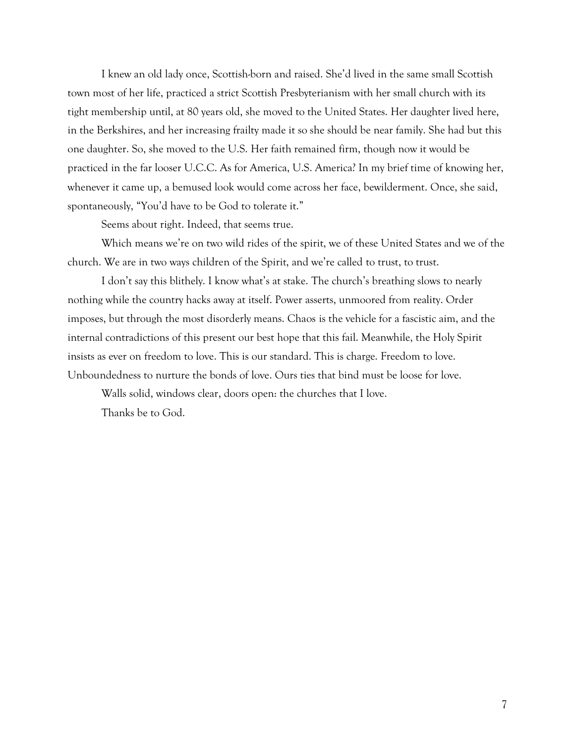I knew an old lady once, Scottish-born and raised. She'd lived in the same small Scottish town most of her life, practiced a strict Scottish Presbyterianism with her small church with its tight membership until, at 80 years old, she moved to the United States. Her daughter lived here, in the Berkshires, and her increasing frailty made it so she should be near family. She had but this one daughter. So, she moved to the U.S. Her faith remained firm, though now it would be practiced in the far looser U.C.C. As for America, U.S. America? In my brief time of knowing her, whenever it came up, a bemused look would come across her face, bewilderment. Once, she said, spontaneously, "You'd have to be God to tolerate it."

Seems about right. Indeed, that seems true.

Which means we're on two wild rides of the spirit, we of these United States and we of the church. We are in two ways children of the Spirit, and we're called to trust, to trust.

I don't say this blithely. I know what's at stake. The church's breathing slows to nearly nothing while the country hacks away at itself. Power asserts, unmoored from reality. Order imposes, but through the most disorderly means. Chaos is the vehicle for a fascistic aim, and the internal contradictions of this present our best hope that this fail. Meanwhile, the Holy Spirit insists as ever on freedom to love. This is our standard. This is charge. Freedom to love. Unboundedness to nurture the bonds of love. Ours ties that bind must be loose for love.

Walls solid, windows clear, doors open: the churches that I love.

Thanks be to God.